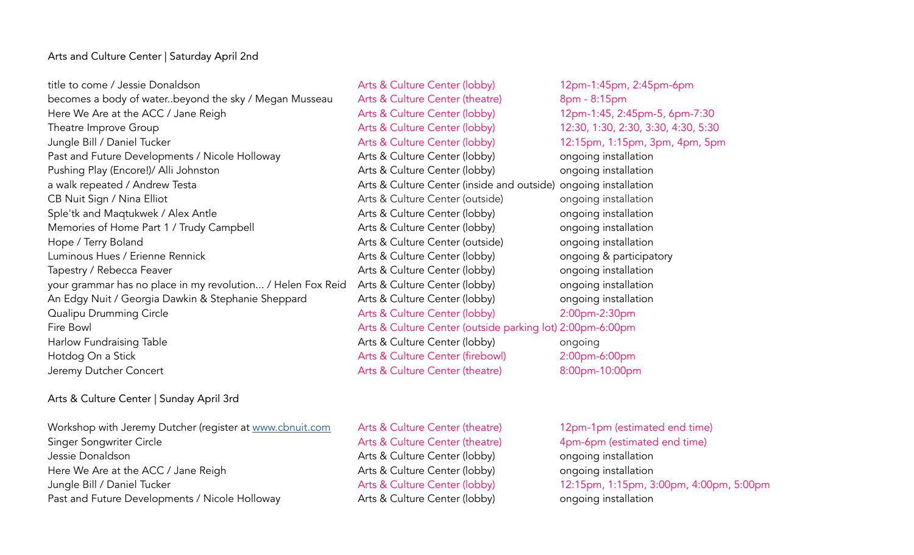## Arts and Culture Center | Saturday April 2nd

| | | |
|---|---|---|
| title to come / Jessie Donaldson | Arts & Culture Center (lobby) | 12pm-1:45pm, 2:45pm-6pm |
| becomes a body of water..beyond the sky / Megan Musseau | Arts & Culture Center (theatre) | 8pm - 8:15pm |
| Here We Are at the ACC / Jane Reigh | Arts & Culture Center (lobby) | 12pm-1:45, 2:45pm-5, 6pm-7:30 |
| Theatre Improve Group | Arts & Culture Center (lobby) | 12:30, 1:30, 2:30, 3:30, 4:30, 5:30 |
| Jungle Bill / Daniel Tucker | Arts & Culture Center (lobby) | 12:15pm, 1:15pm, 3pm, 4pm, 5pm |
| Past and Future Developments / Nicole Holloway | Arts & Culture Center (lobby) | ongoing installation |
| Pushing Play (Encore!)/ Alli Johnston | Arts & Culture Center (lobby) | ongoing installation |
| a walk repeated / Andrew Testa | Arts & Culture Center (inside and outside) | ongoing installation |
| CB Nuit Sign / Nina Elliot | Arts & Culture Center (outside) | ongoing installation |
| Sple'tk and Maqtukwek / Alex Antle | Arts & Culture Center (lobby) | ongoing installation |
| Memories of Home Part 1 / Trudy Campbell | Arts & Culture Center (lobby) | ongoing installation |
| Hope / Terry Boland | Arts & Culture Center (outside) | ongoing installation |
| Luminous Hues / Erienne Rennick | Arts & Culture Center (lobby) | ongoing & participatory |
| Tapestry / Rebecca Feaver | Arts & Culture Center (lobby) | ongoing installation |
| your grammar has no place in my revolution... / Helen Fox Reid | Arts & Culture Center (lobby) | ongoing installation |
| An Edgy Nuit / Georgia Dawkin & Stephanie Sheppard | Arts & Culture Center (lobby) | ongoing installation |
| Qualipu Drumming Circle | Arts & Culture Center (lobby) | 2:00pm-2:30pm |
| Fire Bowl | Arts & Culture Center (outside parking lot) | 2:00pm-6:00pm |
| Harlow Fundraising Table | Arts & Culture Center (lobby) | ongoing |
| Hotdog On a Stick | Arts & Culture Center (firebowl) | 2:00pm-6:00pm |
| Jeremy Dutcher Concert | Arts & Culture Center (theatre) | 8:00pm-10:00pm |

## Arts & Culture Center | Sunday April 3rd

| | | |
|---|---|---|
| Workshop with Jeremy Dutcher (register at www.cbnuit.com | Arts & Culture Center (theatre) | 12pm-1pm (estimated end time) |
| Singer Songwriter Circle | Arts & Culture Center (theatre) | 4pm-6pm (estimated end time) |
| Jessie Donaldson | Arts & Culture Center (lobby) | ongoing installation |
| Here We Are at the ACC / Jane Reigh | Arts & Culture Center (lobby) | ongoing installation |
| Jungle Bill / Daniel Tucker | Arts & Culture Center (lobby) | 12:15pm, 1:15pm, 3:00pm, 4:00pm, 5:00pm |
| Past and Future Developments / Nicole Holloway | Arts & Culture Center (lobby) | ongoing installation |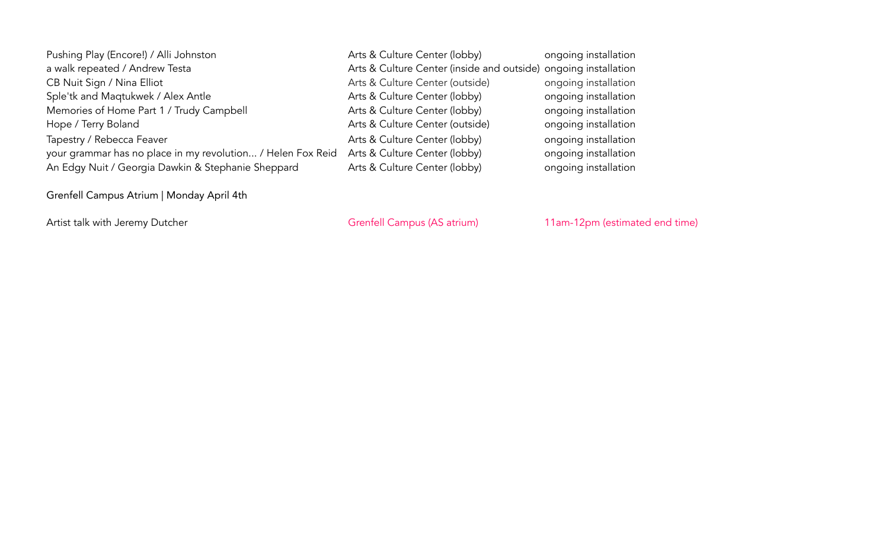| | | |
|---|---|---|
| Pushing Play (Encore!) / Alli Johnston | Arts & Culture Center (lobby) | ongoing installation |
| a walk repeated / Andrew Testa | Arts & Culture Center (inside and outside) | ongoing installation |
| CB Nuit Sign / Nina Elliot | Arts & Culture Center (outside) | ongoing installation |
| Sple'tk and Maqtukwek / Alex Antle | Arts & Culture Center (lobby) | ongoing installation |
| Memories of Home Part 1 / Trudy Campbell | Arts & Culture Center (lobby) | ongoing installation |
| Hope / Terry Boland | Arts & Culture Center (outside) | ongoing installation |
| Tapestry / Rebecca Feaver | Arts & Culture Center (lobby) | ongoing installation |
| your grammar has no place in my revolution... / Helen Fox Reid | Arts & Culture Center (lobby) | ongoing installation |
| An Edgy Nuit / Georgia Dawkin & Stephanie Sheppard | Arts & Culture Center (lobby) | ongoing installation |

Grenfell Campus Atrium | Monday April 4th

| | | |
|---|---|---|
| Artist talk with Jeremy Dutcher | Grenfell Campus (AS atrium) | 11am-12pm (estimated end time) |